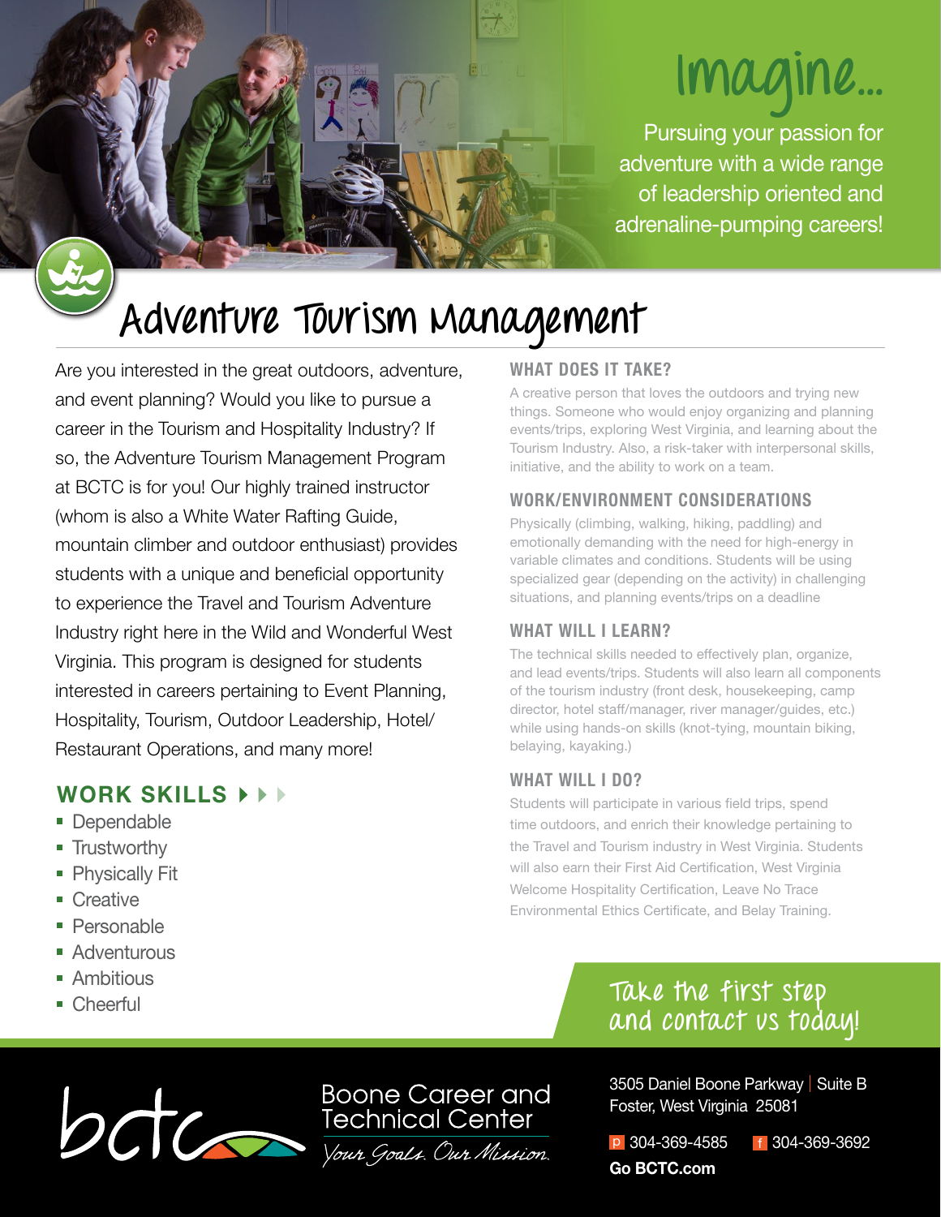# Imagine...

Pursuing your passion for adventure with a wide range of leadership oriented and adrenaline-pumping careers!

# Adventure Tourism Management

Are you interested in the great outdoors, adventure, and event planning? Would you like to pursue a career in the Tourism and Hospitality Industry? If so, the Adventure Tourism Management Program at BCTC is for you! Our highly trained instructor (whom is also a White Water Rafting Guide, mountain climber and outdoor enthusiast) provides students with a unique and beneficial opportunity to experience the Travel and Tourism Adventure Industry right here in the Wild and Wonderful West Virginia. This program is designed for students interested in careers pertaining to Event Planning, Hospitality, Tourism, Outdoor Leadership, Hotel/ Restaurant Operations, and many more!

## WORK SKILLS

- Dependable
- Trustworthy
- Physically Fit
- Creative
- Personable
- Adventurous
- Ambitious
- Cheerful

## WHAT DOES IT TAKE?

A creative person that loves the outdoors and trying new things. Someone who would enjoy organizing and planning events/trips, exploring West Virginia, and learning about the Tourism Industry. Also, a risk-taker with interpersonal skills, initiative, and the ability to work on a team.

## WORK/ENVIRONMENT CONSIDERATIONS

Physically (climbing, walking, hiking, paddling) and emotionally demanding with the need for high-energy in variable climates and conditions. Students will be using specialized gear (depending on the activity) in challenging situations, and planning events/trips on a deadline

## WHAT WILL I LEARN?

The technical skills needed to effectively plan, organize, and lead events/trips. Students will also learn all components of the tourism industry (front desk, housekeeping, camp director, hotel staff/manager, river manager/guides, etc.) while using hands-on skills (knot-tying, mountain biking, belaying, kayaking.)

## WHAT WILL I DO?

Students will participate in various field trips, spend time outdoors, and enrich their knowledge pertaining to the Travel and Tourism industry in West Virginia. Students will also earn their First Aid Certification, West Virginia Welcome Hospitality Certification, Leave No Trace Environmental Ethics Certificate, and Belay Training.

Take the first step and contact us today!

bctc Boone Career and Technical Center
*Your Goals. Our Mission.*

3505 Daniel Boone Parkway | Suite B
Foster, West Virginia 25081

p 304-369-4585 f 304-369-3692

**Go BCTC.com**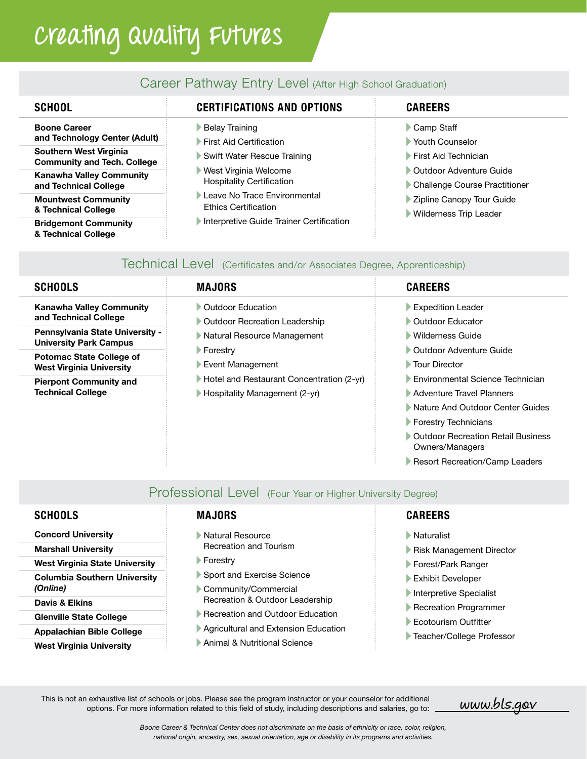# Creating Quality Futures

## Career Pathway Entry Level (After High School Graduation)

| SCHOOL | CERTIFICATIONS AND OPTIONS | CAREERS |
|---|---|---|
| **Boone Career and Technology Center (Adult)** | Belay Training | Camp Staff |
| **Southern West Virginia Community and Tech. College** | First Aid Certification | Youth Counselor |
| **Kanawha Valley Community and Technical College** | Swift Water Rescue Training | First Aid Technician |
| **Mountwest Community & Technical College** | West Virginia Welcome Hospitality Certification | Outdoor Adventure Guide |
| **Bridgemont Community & Technical College** | Leave No Trace Environmental Ethics Certification | Challenge Course Practitioner |
| | Interpretive Guide Trainer Certification | Zipline Canopy Tour Guide |
| | | Wilderness Trip Leader |

## Technical Level (Certificates and/or Associates Degree, Apprenticeship)

| SCHOOLS | MAJORS | CAREERS |
|---|---|---|
| **Kanawha Valley Community and Technical College** | Outdoor Education | Expedition Leader |
| **Pennsylvania State University - University Park Campus** | Outdoor Recreation Leadership | Outdoor Educator |
| **Potomac State College of West Virginia University** | Natural Resource Management | Wilderness Guide |
| **Pierpont Community and Technical College** | Forestry | Outdoor Adventure Guide |
| | Event Management | Tour Director |
| | Hotel and Restaurant Concentration (2-yr) | Environmental Science Technician |
| | Hospitality Management (2-yr) | Adventure Travel Planners |
| | | Nature And Outdoor Center Guides |
| | | Forestry Technicians |
| | | Outdoor Recreation Retail Business Owners/Managers |
| | | Resort Recreation/Camp Leaders |

## Professional Level (Four Year or Higher University Degree)

| SCHOOLS | MAJORS | CAREERS |
|---|---|---|
| **Concord University** | Natural Resource Recreation and Tourism | Naturalist |
| **Marshall University** | Forestry | Risk Management Director |
| **West Virginia State University** | Sport and Exercise Science | Forest/Park Ranger |
| **Columbia Southern University *(Online)*** | Community/Commercial Recreation & Outdoor Leadership | Exhibit Developer |
| **Davis & Elkins** | Recreation and Outdoor Education | Interpretive Specialist |
| **Glenville State College** | Agricultural and Extension Education | Recreation Programmer |
| **Appalachian Bible College** | Animal & Nutritional Science | Ecotourism Outfitter |
| **West Virginia University** | | Teacher/College Professor |

This is not an exhaustive list of schools or jobs. Please see the program instructor or your counselor for additional options. For more information related to this field of study, including descriptions and salaries, go to: **www.bls.gov**

*Boone Career & Technical Center does not discriminate on the basis of ethnicity or race, color, religion, national origin, ancestry, sex, sexual orientation, age or disability in its programs and activities.*